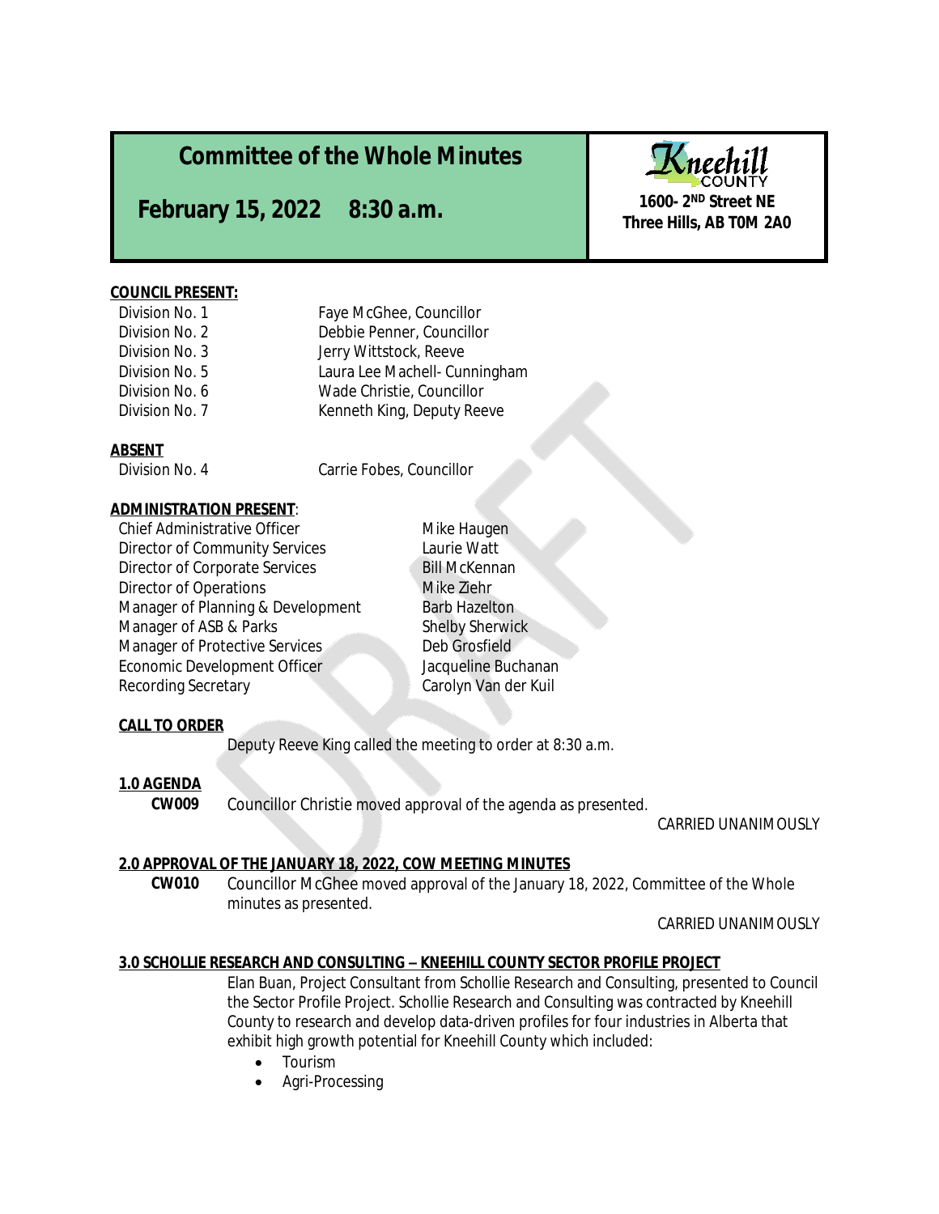# Committee of the Whole Minutes

## February 15, 2022 8:30 a.m.

**Kneehill COUNTY**
**1600- 2[ND] Street NE**
**Three Hills, AB T0M 2A0**

**COUNCIL PRESENT:**

| | |
|---|---|
| Division No. 1 | Faye McGhee, Councillor |
| Division No. 2 | Debbie Penner, Councillor |
| Division No. 3 | Jerry Wittstock, Reeve |
| Division No. 5 | Laura Lee Machell- Cunningham |
| Division No. 6 | Wade Christie, Councillor |
| Division No. 7 | Kenneth King, Deputy Reeve |

**ABSENT**

| | |
|---|---|
| Division No. 4 | Carrie Fobes, Councillor |

**ADMINISTRATION PRESENT**:

| | |
|---|---|
| Chief Administrative Officer | Mike Haugen |
| Director of Community Services | Laurie Watt |
| Director of Corporate Services | Bill McKennan |
| Director of Operations | Mike Ziehr |
| Manager of Planning & Development | Barb Hazelton |
| Manager of ASB & Parks | Shelby Sherwick |
| Manager of Protective Services | Deb Grosfield |
| Economic Development Officer | Jacqueline Buchanan |
| Recording Secretary | Carolyn Van der Kuil |

**CALL TO ORDER**

Deputy Reeve King called the meeting to order at 8:30 a.m.

**1.0 AGENDA**

**CW009** Councillor Christie moved approval of the agenda as presented.

CARRIED UNANIMOUSLY

**2.0 APPROVAL OF THE JANUARY 18, 2022, COW MEETING MINUTES**

**CW010** Councillor McGhee moved approval of the January 18, 2022, Committee of the Whole minutes as presented.

CARRIED UNANIMOUSLY

**3.0 SCHOLLIE RESEARCH AND CONSULTING – KNEEHILL COUNTY SECTOR PROFILE PROJECT**

Elan Buan, Project Consultant from Schollie Research and Consulting, presented to Council the Sector Profile Project. Schollie Research and Consulting was contracted by Kneehill County to research and develop data-driven profiles for four industries in Alberta that exhibit high growth potential for Kneehill County which included:

- Tourism
- Agri-Processing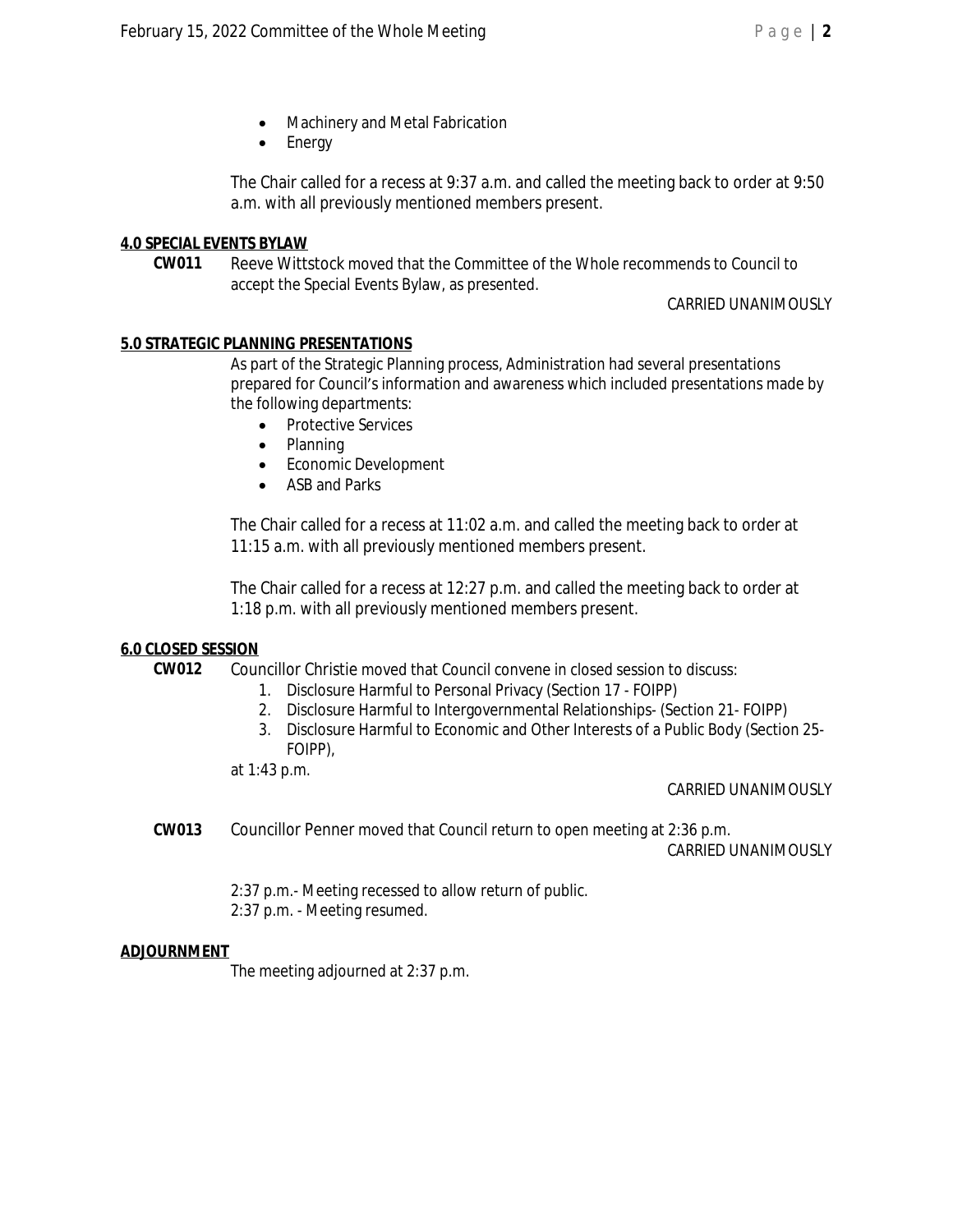- Machinery and Metal Fabrication
- Energy

The Chair called for a recess at 9:37 a.m. and called the meeting back to order at 9:50 a.m. with all previously mentioned members present.

## 4.0 SPECIAL EVENTS BYLAW

**CW011** Reeve Wittstock moved that the Committee of the Whole recommends to Council to accept the Special Events Bylaw, as presented.

CARRIED UNANIMOUSLY

## 5.0 STRATEGIC PLANNING PRESENTATIONS

As part of the Strategic Planning process, Administration had several presentations prepared for Council's information and awareness which included presentations made by the following departments:

- Protective Services
- Planning
- Economic Development
- ASB and Parks

The Chair called for a recess at 11:02 a.m. and called the meeting back to order at 11:15 a.m. with all previously mentioned members present.

The Chair called for a recess at 12:27 p.m. and called the meeting back to order at 1:18 p.m. with all previously mentioned members present.

## 6.0 CLOSED SESSION

**CW012** Councillor Christie moved that Council convene in closed session to discuss:

1. Disclosure Harmful to Personal Privacy (Section 17 - FOIPP)
2. Disclosure Harmful to Intergovernmental Relationships- (Section 21- FOIPP)
3. Disclosure Harmful to Economic and Other Interests of a Public Body (Section 25- FOIPP),

at 1:43 p.m.

CARRIED UNANIMOUSLY

**CW013** Councillor Penner moved that Council return to open meeting at 2:36 p.m.

CARRIED UNANIMOUSLY

2:37 p.m.- Meeting recessed to allow return of public.
2:37 p.m. - Meeting resumed.

## ADJOURNMENT

The meeting adjourned at 2:37 p.m.